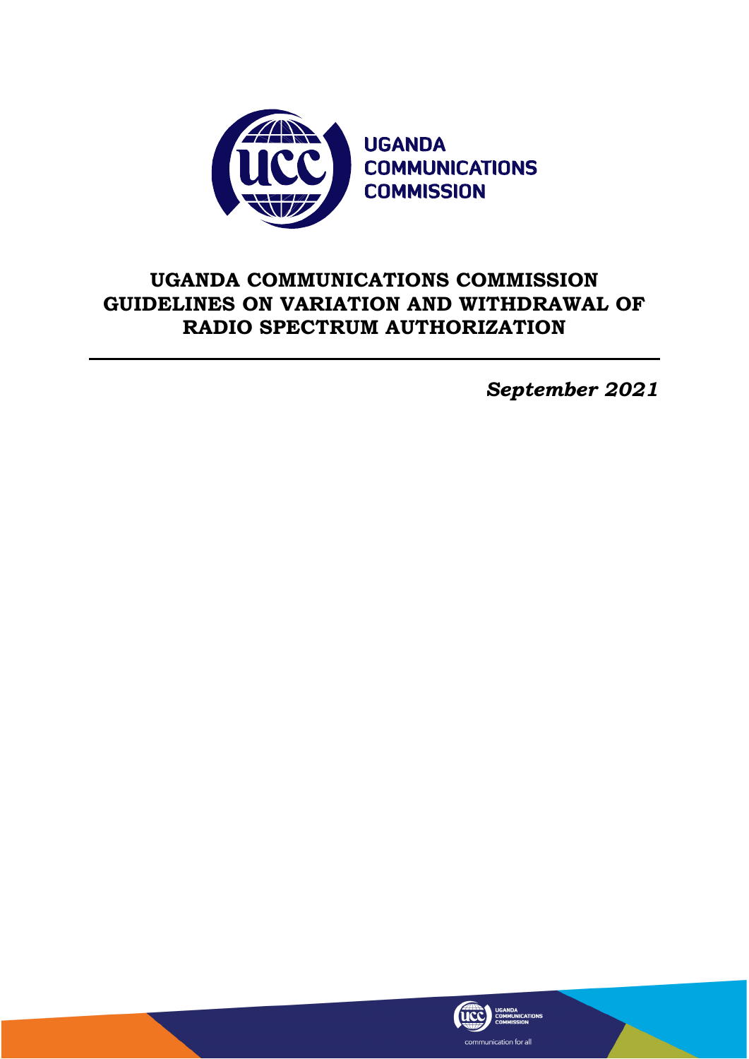# UGANDA COMMUNICATIONS COMMISSION GUIDELINES ON VARIATION AND WITHDRAWAL OF RADIO SPECTRUM AUTHORIZATION

***September 2021***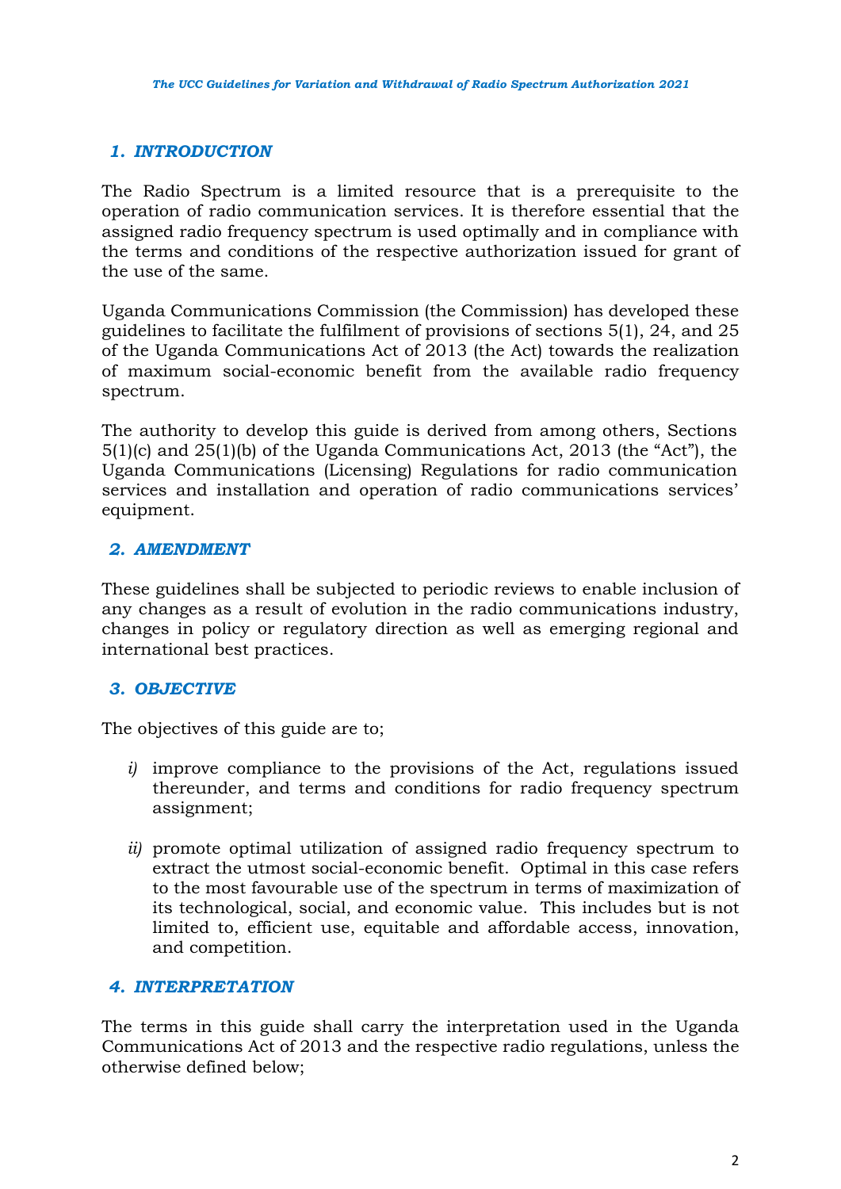## 1. INTRODUCTION

The Radio Spectrum is a limited resource that is a prerequisite to the operation of radio communication services. It is therefore essential that the assigned radio frequency spectrum is used optimally and in compliance with the terms and conditions of the respective authorization issued for grant of the use of the same.

Uganda Communications Commission (the Commission) has developed these guidelines to facilitate the fulfilment of provisions of sections 5(1), 24, and 25 of the Uganda Communications Act of 2013 (the Act) towards the realization of maximum social-economic benefit from the available radio frequency spectrum.

The authority to develop this guide is derived from among others, Sections 5(1)(c) and 25(1)(b) of the Uganda Communications Act, 2013 (the "Act"), the Uganda Communications (Licensing) Regulations for radio communication services and installation and operation of radio communications services' equipment.

## 2. AMENDMENT

These guidelines shall be subjected to periodic reviews to enable inclusion of any changes as a result of evolution in the radio communications industry, changes in policy or regulatory direction as well as emerging regional and international best practices.

## 3. OBJECTIVE

The objectives of this guide are to;

*i)* improve compliance to the provisions of the Act, regulations issued thereunder, and terms and conditions for radio frequency spectrum assignment;

*ii)* promote optimal utilization of assigned radio frequency spectrum to extract the utmost social-economic benefit. Optimal in this case refers to the most favourable use of the spectrum in terms of maximization of its technological, social, and economic value. This includes but is not limited to, efficient use, equitable and affordable access, innovation, and competition.

## 4. INTERPRETATION

The terms in this guide shall carry the interpretation used in the Uganda Communications Act of 2013 and the respective radio regulations, unless the otherwise defined below;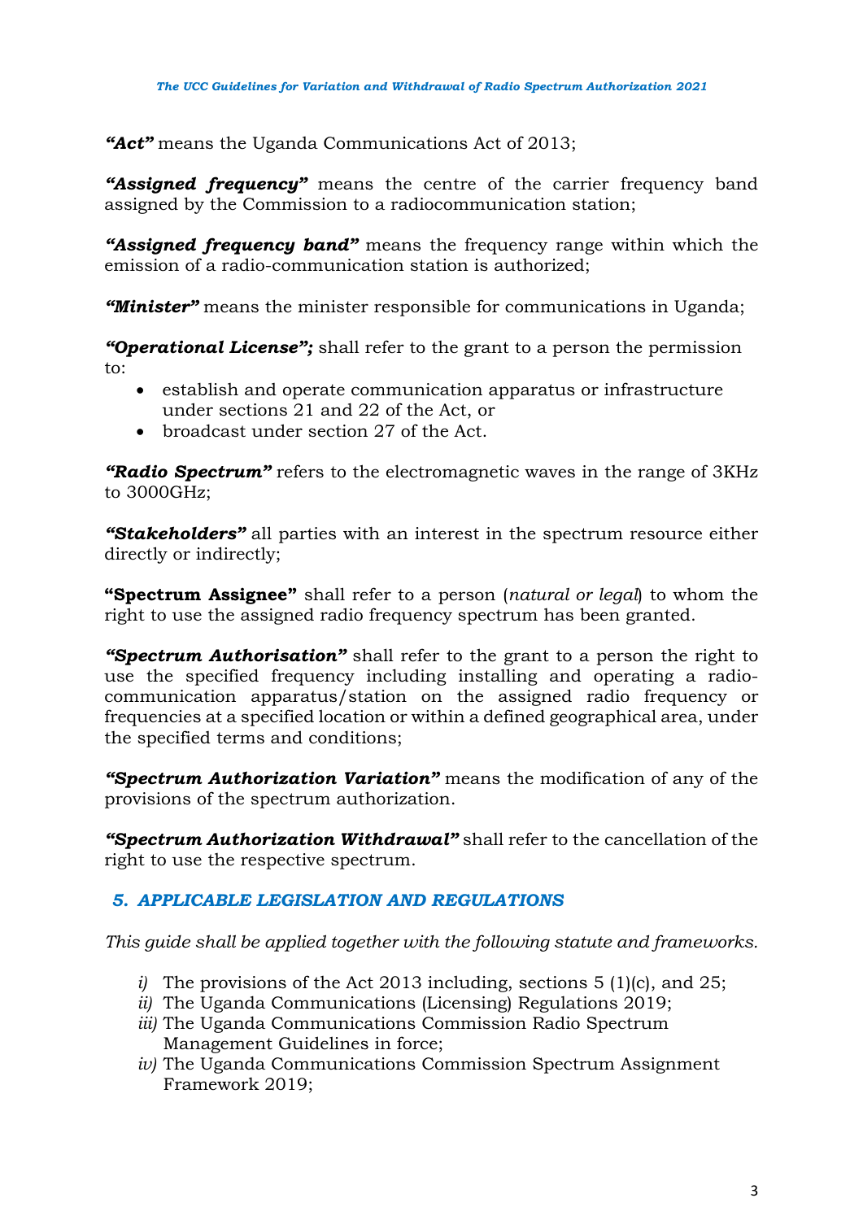***"Act"*** means the Uganda Communications Act of 2013;

***"Assigned frequency"*** means the centre of the carrier frequency band assigned by the Commission to a radiocommunication station;

***"Assigned frequency band"*** means the frequency range within which the emission of a radio-communication station is authorized;

***"Minister"*** means the minister responsible for communications in Uganda;

***"Operational License";*** shall refer to the grant to a person the permission to:

- establish and operate communication apparatus or infrastructure under sections 21 and 22 of the Act, or
- broadcast under section 27 of the Act.

***"Radio Spectrum"*** refers to the electromagnetic waves in the range of 3KHz to 3000GHz;

***"Stakeholders"*** all parties with an interest in the spectrum resource either directly or indirectly;

**"Spectrum Assignee"** shall refer to a person (*natural or legal*) to whom the right to use the assigned radio frequency spectrum has been granted.

***"Spectrum Authorisation"*** shall refer to the grant to a person the right to use the specified frequency including installing and operating a radio-communication apparatus/station on the assigned radio frequency or frequencies at a specified location or within a defined geographical area, under the specified terms and conditions;

***"Spectrum Authorization Variation"*** means the modification of any of the provisions of the spectrum authorization.

***"Spectrum Authorization Withdrawal"*** shall refer to the cancellation of the right to use the respective spectrum.

## *5. APPLICABLE LEGISLATION AND REGULATIONS*

*This guide shall be applied together with the following statute and frameworks.*

*i)* The provisions of the Act 2013 including, sections 5 (1)(c), and 25;

*ii)* The Uganda Communications (Licensing) Regulations 2019;

*iii)* The Uganda Communications Commission Radio Spectrum Management Guidelines in force;

*iv)* The Uganda Communications Commission Spectrum Assignment Framework 2019;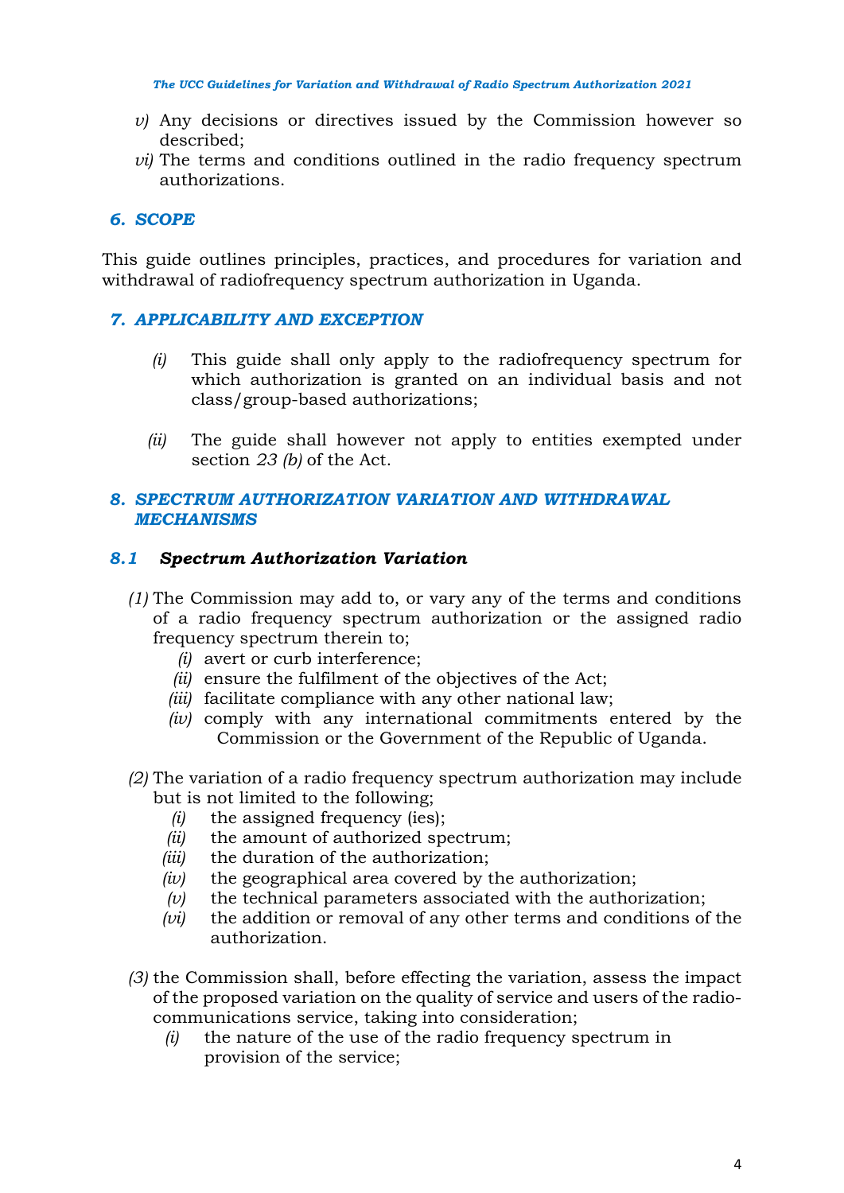*v)* Any decisions or directives issued by the Commission however so described;

*vi)* The terms and conditions outlined in the radio frequency spectrum authorizations.

## *6. SCOPE*

This guide outlines principles, practices, and procedures for variation and withdrawal of radiofrequency spectrum authorization in Uganda.

## *7. APPLICABILITY AND EXCEPTION*

*(i)* This guide shall only apply to the radiofrequency spectrum for which authorization is granted on an individual basis and not class/group-based authorizations;

*(ii)* The guide shall however not apply to entities exempted under section *23 (b)* of the Act.

## *8. SPECTRUM AUTHORIZATION VARIATION AND WITHDRAWAL MECHANISMS*

### *8.1 Spectrum Authorization Variation*

*(1)* The Commission may add to, or vary any of the terms and conditions of a radio frequency spectrum authorization or the assigned radio frequency spectrum therein to;

*(i)* avert or curb interference;
*(ii)* ensure the fulfilment of the objectives of the Act;
*(iii)* facilitate compliance with any other national law;
*(iv)* comply with any international commitments entered by the Commission or the Government of the Republic of Uganda.

*(2)* The variation of a radio frequency spectrum authorization may include but is not limited to the following;

*(i)* the assigned frequency (ies);
*(ii)* the amount of authorized spectrum;
*(iii)* the duration of the authorization;
*(iv)* the geographical area covered by the authorization;
*(v)* the technical parameters associated with the authorization;
*(vi)* the addition or removal of any other terms and conditions of the authorization.

*(3)* the Commission shall, before effecting the variation, assess the impact of the proposed variation on the quality of service and users of the radio-communications service, taking into consideration;

*(i)* the nature of the use of the radio frequency spectrum in provision of the service;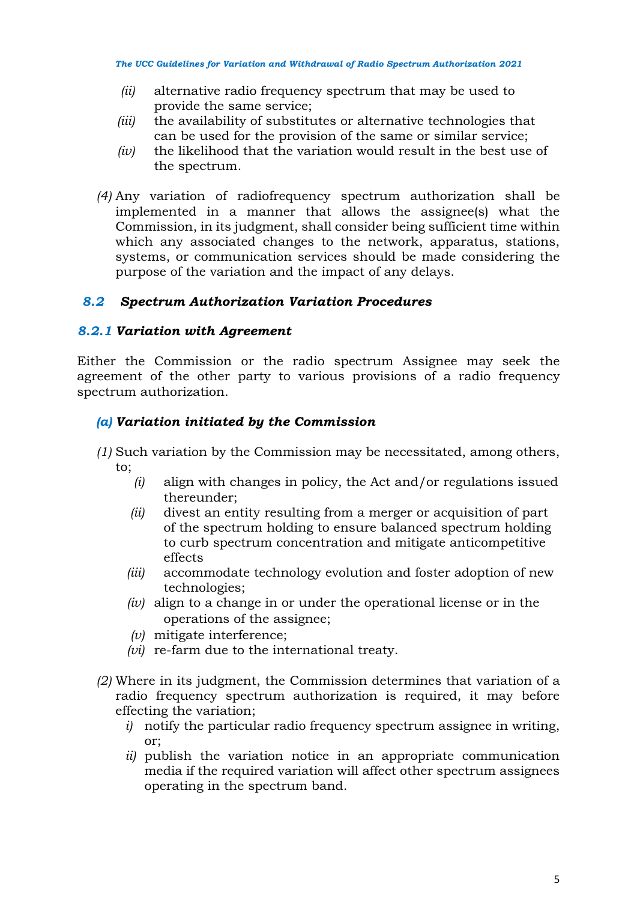*(ii)* alternative radio frequency spectrum that may be used to provide the same service;

*(iii)* the availability of substitutes or alternative technologies that can be used for the provision of the same or similar service;

*(iv)* the likelihood that the variation would result in the best use of the spectrum.

*(4)* Any variation of radiofrequency spectrum authorization shall be implemented in a manner that allows the assignee(s) what the Commission, in its judgment, shall consider being sufficient time within which any associated changes to the network, apparatus, stations, systems, or communication services should be made considering the purpose of the variation and the impact of any delays.

## *8.2 Spectrum Authorization Variation Procedures*

### *8.2.1 Variation with Agreement*

Either the Commission or the radio spectrum Assignee may seek the agreement of the other party to various provisions of a radio frequency spectrum authorization.

#### *(a) Variation initiated by the Commission*

*(1)* Such variation by the Commission may be necessitated, among others, to;

*(i)* align with changes in policy, the Act and/or regulations issued thereunder;

*(ii)* divest an entity resulting from a merger or acquisition of part of the spectrum holding to ensure balanced spectrum holding to curb spectrum concentration and mitigate anticompetitive effects

*(iii)* accommodate technology evolution and foster adoption of new technologies;

*(iv)* align to a change in or under the operational license or in the operations of the assignee;

*(v)* mitigate interference;

*(vi)* re-farm due to the international treaty.

*(2)* Where in its judgment, the Commission determines that variation of a radio frequency spectrum authorization is required, it may before effecting the variation;

*i)* notify the particular radio frequency spectrum assignee in writing, or;

*ii)* publish the variation notice in an appropriate communication media if the required variation will affect other spectrum assignees operating in the spectrum band.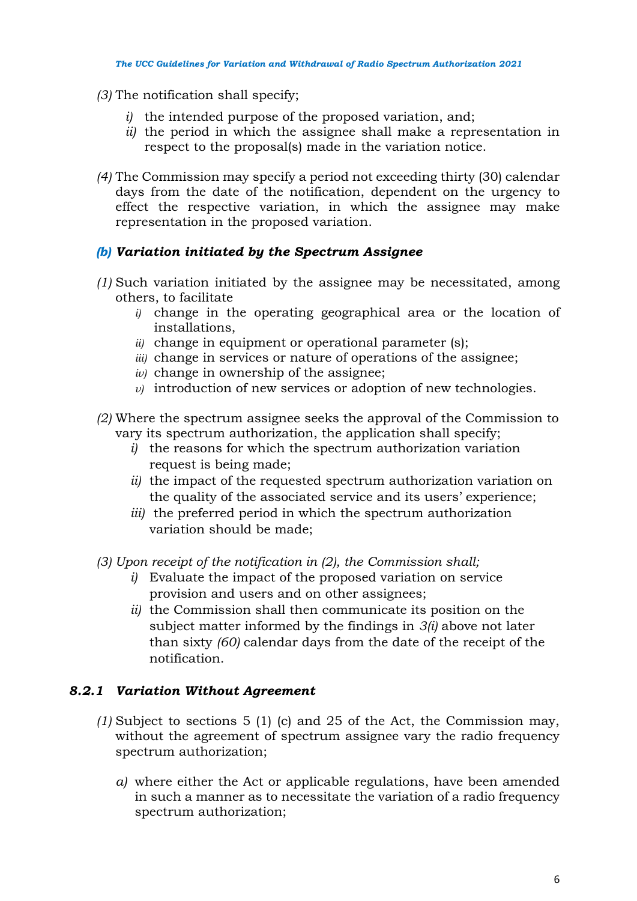*(3)* The notification shall specify;

- *i)* the intended purpose of the proposed variation, and;
- *ii)* the period in which the assignee shall make a representation in respect to the proposal(s) made in the variation notice.

*(4)* The Commission may specify a period not exceeding thirty (30) calendar days from the date of the notification, dependent on the urgency to effect the respective variation, in which the assignee may make representation in the proposed variation.

### *(b) Variation initiated by the Spectrum Assignee*

*(1)* Such variation initiated by the assignee may be necessitated, among others, to facilitate

- *i)* change in the operating geographical area or the location of installations,
- *ii)* change in equipment or operational parameter (s);
- *iii)* change in services or nature of operations of the assignee;
- *iv)* change in ownership of the assignee;
- *v)* introduction of new services or adoption of new technologies.

*(2)* Where the spectrum assignee seeks the approval of the Commission to vary its spectrum authorization, the application shall specify;

- *i)* the reasons for which the spectrum authorization variation request is being made;
- *ii)* the impact of the requested spectrum authorization variation on the quality of the associated service and its users' experience;
- *iii)* the preferred period in which the spectrum authorization variation should be made;

*(3) Upon receipt of the notification in (2), the Commission shall;*

- *i)* Evaluate the impact of the proposed variation on service provision and users and on other assignees;
- *ii)* the Commission shall then communicate its position on the subject matter informed by the findings in *3(i)* above not later than sixty *(60)* calendar days from the date of the receipt of the notification.

### *8.2.1 Variation Without Agreement*

*(1)* Subject to sections 5 (1) (c) and 25 of the Act, the Commission may, without the agreement of spectrum assignee vary the radio frequency spectrum authorization;

*a)* where either the Act or applicable regulations, have been amended in such a manner as to necessitate the variation of a radio frequency spectrum authorization;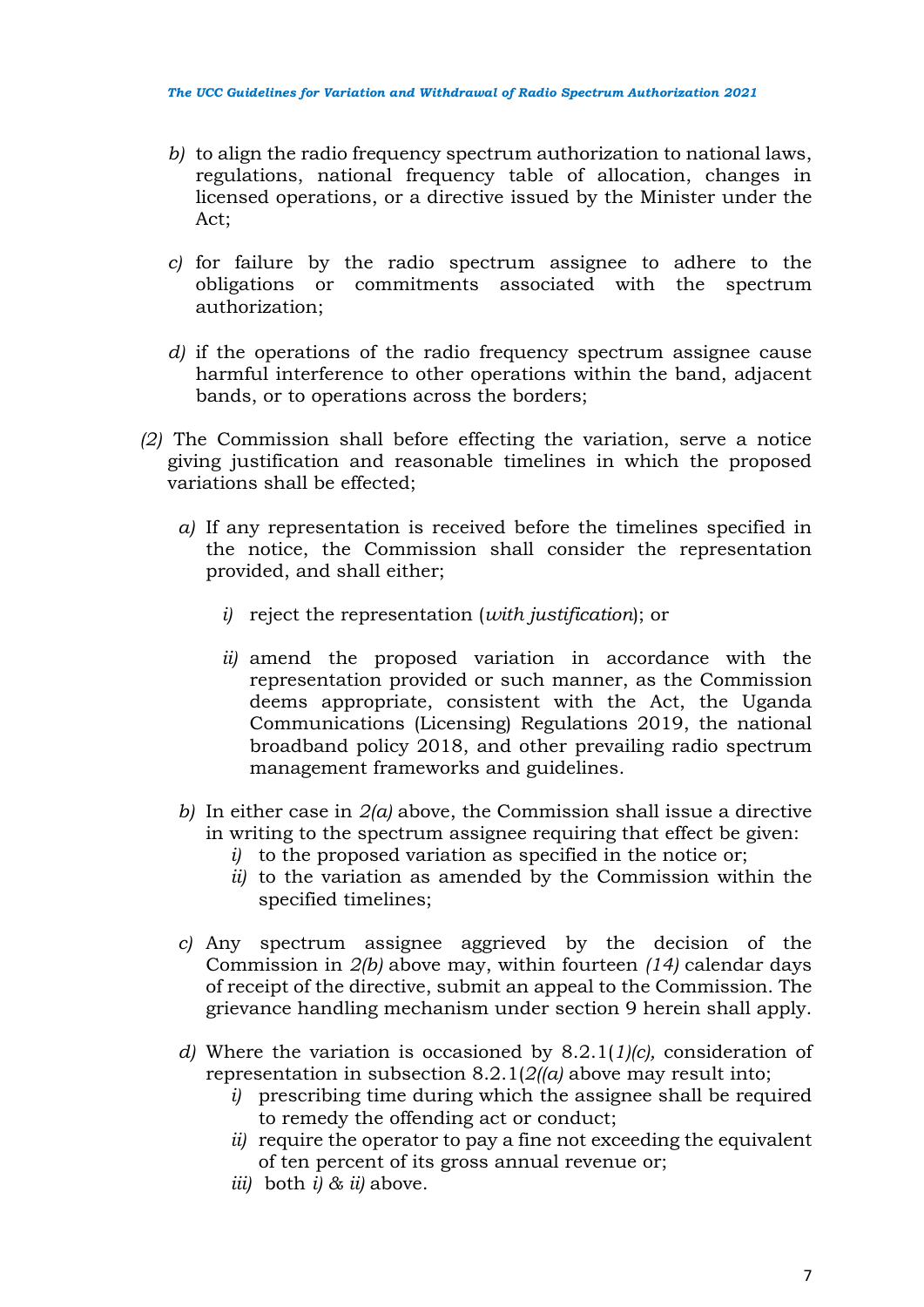b) to align the radio frequency spectrum authorization to national laws, regulations, national frequency table of allocation, changes in licensed operations, or a directive issued by the Minister under the Act;

c) for failure by the radio spectrum assignee to adhere to the obligations or commitments associated with the spectrum authorization;

d) if the operations of the radio frequency spectrum assignee cause harmful interference to other operations within the band, adjacent bands, or to operations across the borders;

*(2)* The Commission shall before effecting the variation, serve a notice giving justification and reasonable timelines in which the proposed variations shall be effected;

a) If any representation is received before the timelines specified in the notice, the Commission shall consider the representation provided, and shall either;

i) reject the representation (*with justification*); or

ii) amend the proposed variation in accordance with the representation provided or such manner, as the Commission deems appropriate, consistent with the Act, the Uganda Communications (Licensing) Regulations 2019, the national broadband policy 2018, and other prevailing radio spectrum management frameworks and guidelines.

b) In either case in *2(a)* above, the Commission shall issue a directive in writing to the spectrum assignee requiring that effect be given:
  i) to the proposed variation as specified in the notice or;
  ii) to the variation as amended by the Commission within the specified timelines;

c) Any spectrum assignee aggrieved by the decision of the Commission in *2(b)* above may, within fourteen *(14)* calendar days of receipt of the directive, submit an appeal to the Commission. The grievance handling mechanism under section 9 herein shall apply.

d) Where the variation is occasioned by 8.2.1(*1)(c),* consideration of representation in subsection 8.2.1(*2((a)* above may result into;
  i) prescribing time during which the assignee shall be required to remedy the offending act or conduct;
  ii) require the operator to pay a fine not exceeding the equivalent of ten percent of its gross annual revenue or;
  iii) both *i) & ii)* above.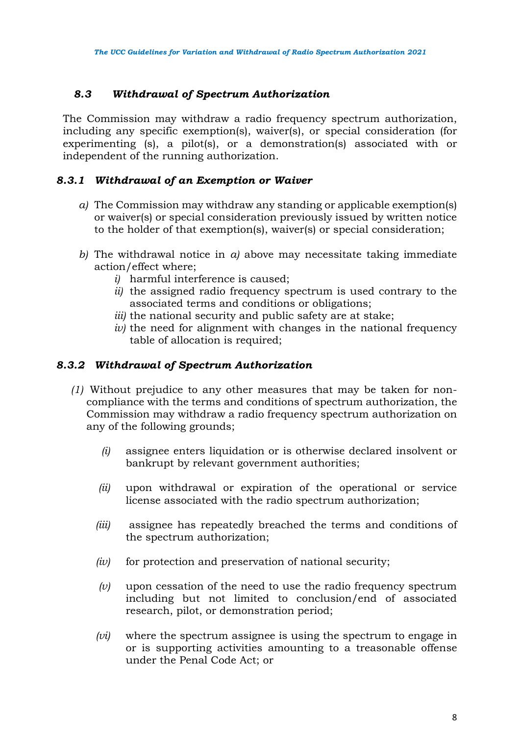### *8.3 Withdrawal of Spectrum Authorization*

The Commission may withdraw a radio frequency spectrum authorization, including any specific exemption(s), waiver(s), or special consideration (for experimenting (s), a pilot(s), or a demonstration(s) associated with or independent of the running authorization.

#### *8.3.1 Withdrawal of an Exemption or Waiver*

*a)* The Commission may withdraw any standing or applicable exemption(s) or waiver(s) or special consideration previously issued by written notice to the holder of that exemption(s), waiver(s) or special consideration;

*b)* The withdrawal notice in *a)* above may necessitate taking immediate action/effect where;

*i)* harmful interference is caused;

*ii)* the assigned radio frequency spectrum is used contrary to the associated terms and conditions or obligations;

*iii)* the national security and public safety are at stake;

*iv)* the need for alignment with changes in the national frequency table of allocation is required;

#### *8.3.2 Withdrawal of Spectrum Authorization*

*(1)* Without prejudice to any other measures that may be taken for non-compliance with the terms and conditions of spectrum authorization, the Commission may withdraw a radio frequency spectrum authorization on any of the following grounds;

*(i)* assignee enters liquidation or is otherwise declared insolvent or bankrupt by relevant government authorities;

*(ii)* upon withdrawal or expiration of the operational or service license associated with the radio spectrum authorization;

*(iii)* assignee has repeatedly breached the terms and conditions of the spectrum authorization;

*(iv)* for protection and preservation of national security;

*(v)* upon cessation of the need to use the radio frequency spectrum including but not limited to conclusion/end of associated research, pilot, or demonstration period;

*(vi)* where the spectrum assignee is using the spectrum to engage in or is supporting activities amounting to a treasonable offense under the Penal Code Act; or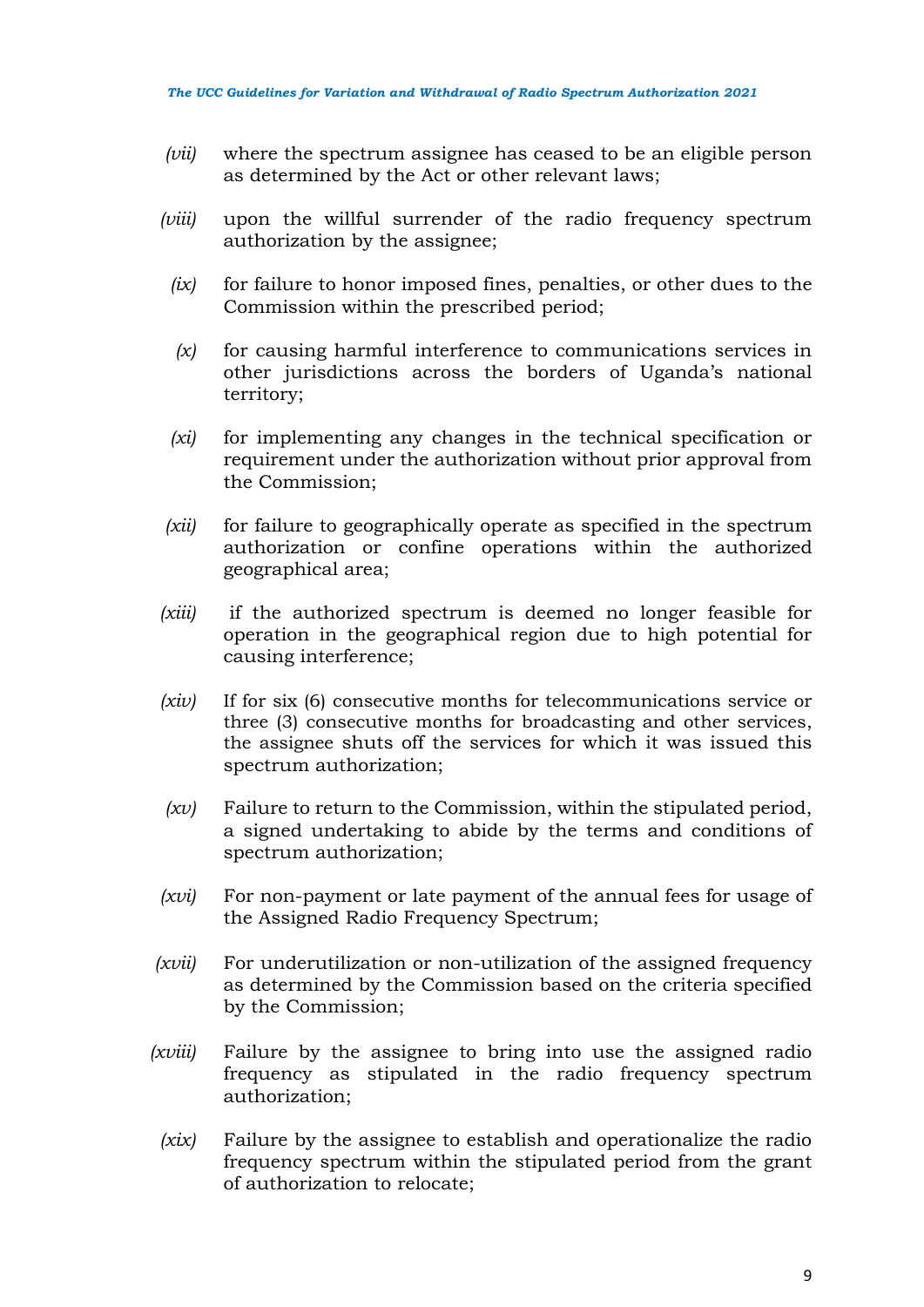*(vii)* where the spectrum assignee has ceased to be an eligible person as determined by the Act or other relevant laws;

*(viii)* upon the willful surrender of the radio frequency spectrum authorization by the assignee;

*(ix)* for failure to honor imposed fines, penalties, or other dues to the Commission within the prescribed period;

*(x)* for causing harmful interference to communications services in other jurisdictions across the borders of Uganda's national territory;

*(xi)* for implementing any changes in the technical specification or requirement under the authorization without prior approval from the Commission;

*(xii)* for failure to geographically operate as specified in the spectrum authorization or confine operations within the authorized geographical area;

*(xiii)* if the authorized spectrum is deemed no longer feasible for operation in the geographical region due to high potential for causing interference;

*(xiv)* If for six (6) consecutive months for telecommunications service or three (3) consecutive months for broadcasting and other services, the assignee shuts off the services for which it was issued this spectrum authorization;

*(xv)* Failure to return to the Commission, within the stipulated period, a signed undertaking to abide by the terms and conditions of spectrum authorization;

*(xvi)* For non-payment or late payment of the annual fees for usage of the Assigned Radio Frequency Spectrum;

*(xvii)* For underutilization or non-utilization of the assigned frequency as determined by the Commission based on the criteria specified by the Commission;

*(xviii)* Failure by the assignee to bring into use the assigned radio frequency as stipulated in the radio frequency spectrum authorization;

*(xix)* Failure by the assignee to establish and operationalize the radio frequency spectrum within the stipulated period from the grant of authorization to relocate;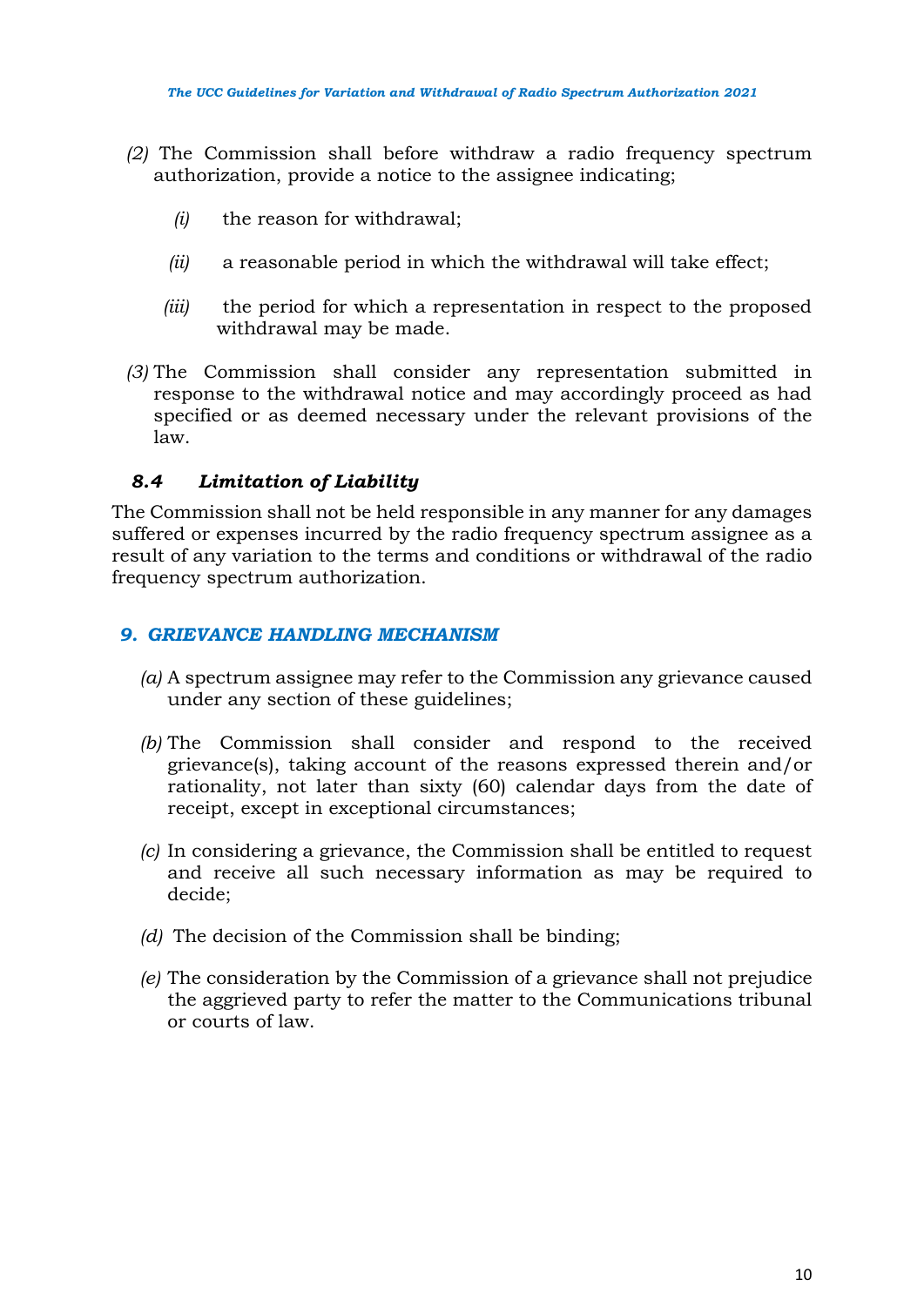(2) The Commission shall before withdraw a radio frequency spectrum authorization, provide a notice to the assignee indicating;

   (i) the reason for withdrawal;

   (ii) a reasonable period in which the withdrawal will take effect;

   (iii) the period for which a representation in respect to the proposed withdrawal may be made.

(3) The Commission shall consider any representation submitted in response to the withdrawal notice and may accordingly proceed as had specified or as deemed necessary under the relevant provisions of the law.

### *8.4 Limitation of Liability*

The Commission shall not be held responsible in any manner for any damages suffered or expenses incurred by the radio frequency spectrum assignee as a result of any variation to the terms and conditions or withdrawal of the radio frequency spectrum authorization.

## *9. GRIEVANCE HANDLING MECHANISM*

(a) A spectrum assignee may refer to the Commission any grievance caused under any section of these guidelines;

(b) The Commission shall consider and respond to the received grievance(s), taking account of the reasons expressed therein and/or rationality, not later than sixty (60) calendar days from the date of receipt, except in exceptional circumstances;

(c) In considering a grievance, the Commission shall be entitled to request and receive all such necessary information as may be required to decide;

(d) The decision of the Commission shall be binding;

(e) The consideration by the Commission of a grievance shall not prejudice the aggrieved party to refer the matter to the Communications tribunal or courts of law.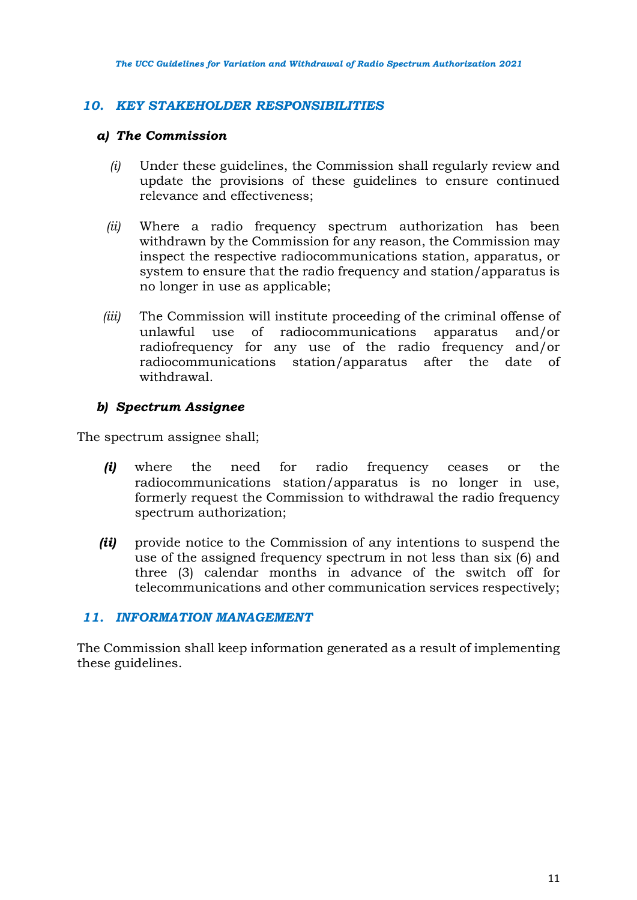## *10. KEY STAKEHOLDER RESPONSIBILITIES*

### *a) The Commission*

*(i)* Under these guidelines, the Commission shall regularly review and update the provisions of these guidelines to ensure continued relevance and effectiveness;

*(ii)* Where a radio frequency spectrum authorization has been withdrawn by the Commission for any reason, the Commission may inspect the respective radiocommunications station, apparatus, or system to ensure that the radio frequency and station/apparatus is no longer in use as applicable;

*(iii)* The Commission will institute proceeding of the criminal offense of unlawful use of radiocommunications apparatus and/or radiofrequency for any use of the radio frequency and/or radiocommunications station/apparatus after the date of withdrawal.

### *b) Spectrum Assignee*

The spectrum assignee shall;

***(i)*** where the need for radio frequency ceases or the radiocommunications station/apparatus is no longer in use, formerly request the Commission to withdrawal the radio frequency spectrum authorization;

***(ii)*** provide notice to the Commission of any intentions to suspend the use of the assigned frequency spectrum in not less than six (6) and three (3) calendar months in advance of the switch off for telecommunications and other communication services respectively;

## *11. INFORMATION MANAGEMENT*

The Commission shall keep information generated as a result of implementing these guidelines.